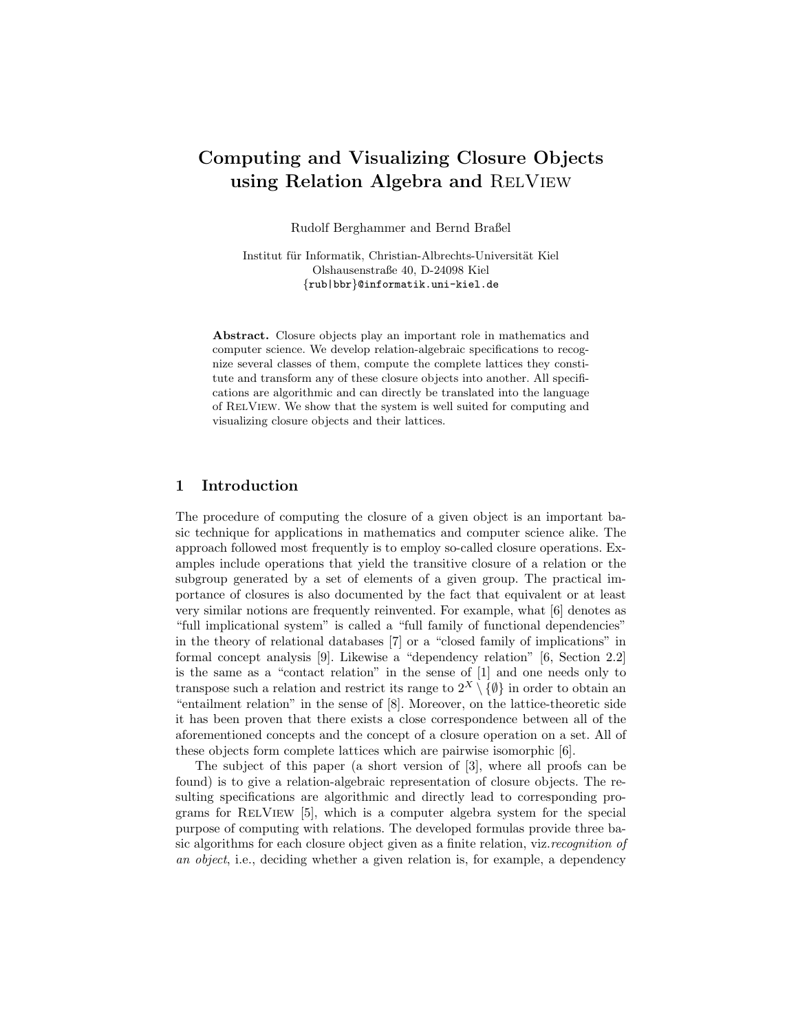# Computing and Visualizing Closure Objects using Relation Algebra and RelView

Rudolf Berghammer and Bernd Braßel

Institut für Informatik, Christian-Albrechts-Universität Kiel
Olshausenstraße 40, D-24098 Kiel
{rub|bbr}@informatik.uni-kiel.de

**Abstract.** Closure objects play an important role in mathematics and computer science. We develop relation-algebraic specifications to recognize several classes of them, compute the complete lattices they constitute and transform any of these closure objects into another. All specifications are algorithmic and can directly be translated into the language of RelView. We show that the system is well suited for computing and visualizing closure objects and their lattices.

## 1 Introduction

The procedure of computing the closure of a given object is an important basic technique for applications in mathematics and computer science alike. The approach followed most frequently is to employ so-called closure operations. Examples include operations that yield the transitive closure of a relation or the subgroup generated by a set of elements of a given group. The practical importance of closures is also documented by the fact that equivalent or at least very similar notions are frequently reinvented. For example, what [6] denotes as "full implicational system" is called a "full family of functional dependencies" in the theory of relational databases [7] or a "closed family of implications" in formal concept analysis [9]. Likewise a "dependency relation" [6, Section 2.2] is the same as a "contact relation" in the sense of [1] and one needs only to transpose such a relation and restrict its range to $2^X \setminus \{\emptyset\}$ in order to obtain an "entailment relation" in the sense of [8]. Moreover, on the lattice-theoretic side it has been proven that there exists a close correspondence between all of the aforementioned concepts and the concept of a closure operation on a set. All of these objects form complete lattices which are pairwise isomorphic [6].

The subject of this paper (a short version of [3], where all proofs can be found) is to give a relation-algebraic representation of closure objects. The resulting specifications are algorithmic and directly lead to corresponding programs for RelView [5], which is a computer algebra system for the special purpose of computing with relations. The developed formulas provide three basic algorithms for each closure object given as a finite relation, viz. *recognition of an object*, i.e., deciding whether a given relation is, for example, a dependency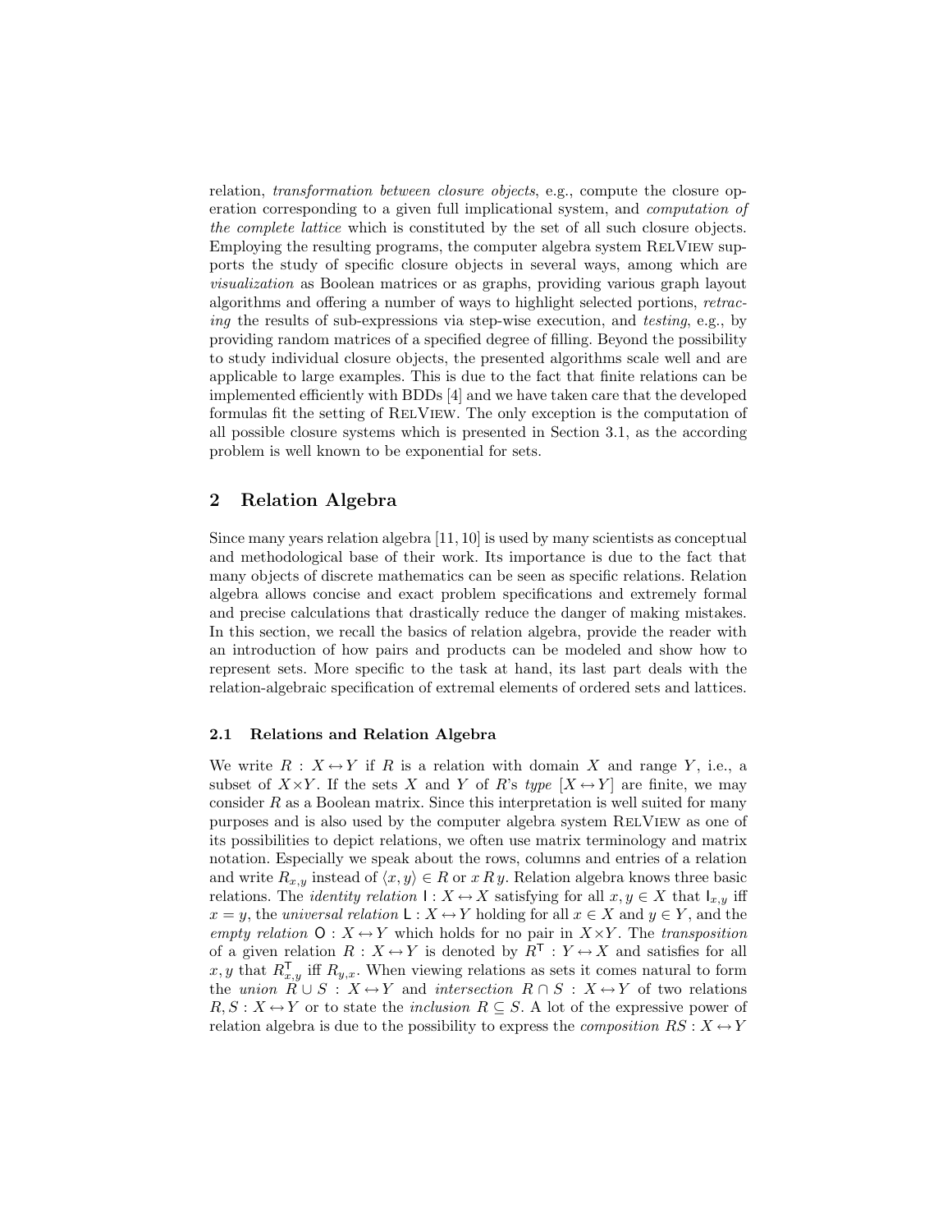relation, *transformation between closure objects*, e.g., compute the closure operation corresponding to a given full implicational system, and *computation of the complete lattice* which is constituted by the set of all such closure objects. Employing the resulting programs, the computer algebra system RelView supports the study of specific closure objects in several ways, among which are *visualization* as Boolean matrices or as graphs, providing various graph layout algorithms and offering a number of ways to highlight selected portions, *retracing* the results of sub-expressions via step-wise execution, and *testing*, e.g., by providing random matrices of a specified degree of filling. Beyond the possibility to study individual closure objects, the presented algorithms scale well and are applicable to large examples. This is due to the fact that finite relations can be implemented efficiently with BDDs [4] and we have taken care that the developed formulas fit the setting of RelView. The only exception is the computation of all possible closure systems which is presented in Section 3.1, as the according problem is well known to be exponential for sets.

## 2 Relation Algebra

Since many years relation algebra [11, 10] is used by many scientists as conceptual and methodological base of their work. Its importance is due to the fact that many objects of discrete mathematics can be seen as specific relations. Relation algebra allows concise and exact problem specifications and extremely formal and precise calculations that drastically reduce the danger of making mistakes. In this section, we recall the basics of relation algebra, provide the reader with an introduction of how pairs and products can be modeled and show how to represent sets. More specific to the task at hand, its last part deals with the relation-algebraic specification of extremal elements of ordered sets and lattices.

### 2.1 Relations and Relation Algebra

We write $R : X \leftrightarrow Y$ if $R$ is a relation with domain $X$ and range $Y$, i.e., a subset of $X \times Y$. If the sets $X$ and $Y$ of $R$'s *type* $[X \leftrightarrow Y]$ are finite, we may consider $R$ as a Boolean matrix. Since this interpretation is well suited for many purposes and is also used by the computer algebra system RelView as one of its possibilities to depict relations, we often use matrix terminology and matrix notation. Especially we speak about the rows, columns and entries of a relation and write $R_{x,y}$ instead of $\langle x, y \rangle \in R$ or $x \, R \, y$. Relation algebra knows three basic relations. The *identity relation* $\mathsf{I} : X \leftrightarrow X$ satisfying for all $x, y \in X$ that $\mathsf{I}_{x,y}$ iff $x = y$, the *universal relation* $\mathsf{L} : X \leftrightarrow Y$ holding for all $x \in X$ and $y \in Y$, and the *empty relation* $\mathsf{O} : X \leftrightarrow Y$ which holds for no pair in $X \times Y$. The *transposition* of a given relation $R : X \leftrightarrow Y$ is denoted by $R^{\mathsf{T}} : Y \leftrightarrow X$ and satisfies for all $x, y$ that $R^{\mathsf{T}}_{x,y}$ iff $R_{y,x}$. When viewing relations as sets it comes natural to form the *union* $R \cup S : X \leftrightarrow Y$ and *intersection* $R \cap S : X \leftrightarrow Y$ of two relations $R, S : X \leftrightarrow Y$ or to state the *inclusion* $R \subseteq S$. A lot of the expressive power of relation algebra is due to the possibility to express the *composition* $RS : X \leftrightarrow Y$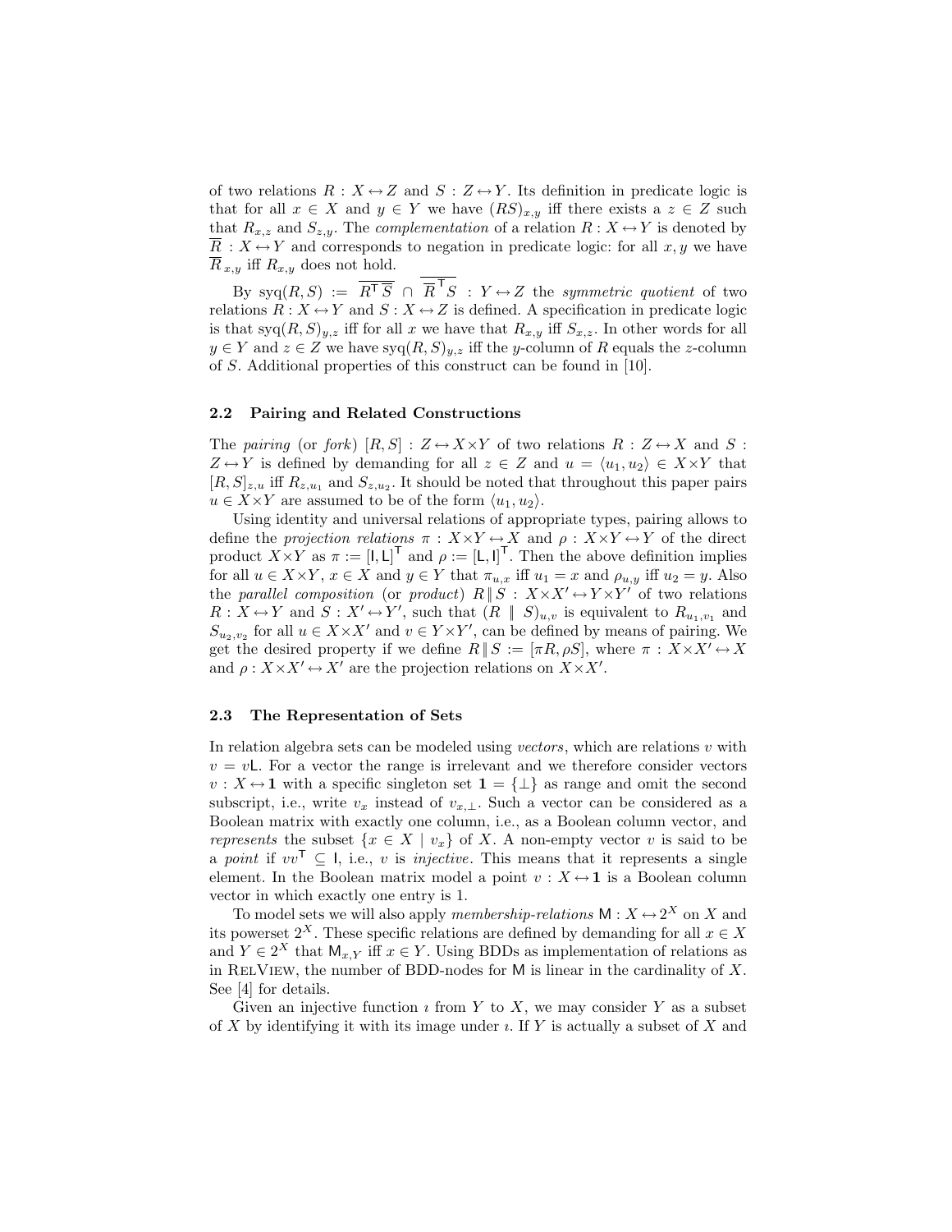of two relations $R : X \leftrightarrow Z$ and $S : Z \leftrightarrow Y$. Its definition in predicate logic is that for all $x \in X$ and $y \in Y$ we have $(RS)_{x,y}$ iff there exists a $z \in Z$ such that $R_{x,z}$ and $S_{z,y}$. The *complementation* of a relation $R : X \leftrightarrow Y$ is denoted by $\overline{R} : X \leftrightarrow Y$ and corresponds to negation in predicate logic: for all $x, y$ we have $\overline{R}_{x,y}$ iff $R_{x,y}$ does not hold.

By $\mathrm{syq}(R, S) := \overline{R^{\mathsf{T}}\,\overline{S}} \cap \overline{\overline{R}^{\mathsf{T}} S} : Y \leftrightarrow Z$ the *symmetric quotient* of two relations $R : X \leftrightarrow Y$ and $S : X \leftrightarrow Z$ is defined. A specification in predicate logic is that $\mathrm{syq}(R, S)_{y,z}$ iff for all $x$ we have that $R_{x,y}$ iff $S_{x,z}$. In other words for all $y \in Y$ and $z \in Z$ we have $\mathrm{syq}(R, S)_{y,z}$ iff the $y$-column of $R$ equals the $z$-column of $S$. Additional properties of this construct can be found in [10].

### 2.2 Pairing and Related Constructions

The *pairing* (or *fork*) $[R, S] : Z \leftrightarrow X \times Y$ of two relations $R : Z \leftrightarrow X$ and $S : Z \leftrightarrow Y$ is defined by demanding for all $z \in Z$ and $u = \langle u_1, u_2 \rangle \in X \times Y$ that $[R, S]_{z,u}$ iff $R_{z,u_1}$ and $S_{z,u_2}$. It should be noted that throughout this paper pairs $u \in X \times Y$ are assumed to be of the form $\langle u_1, u_2 \rangle$.

Using identity and universal relations of appropriate types, pairing allows to define the *projection relations* $\pi : X \times Y \leftrightarrow X$ and $\rho : X \times Y \leftrightarrow Y$ of the direct product $X \times Y$ as $\pi := [\mathsf{I}, \mathsf{L}]^{\mathsf{T}}$ and $\rho := [\mathsf{L}, \mathsf{I}]^{\mathsf{T}}$. Then the above definition implies for all $u \in X \times Y$, $x \in X$ and $y \in Y$ that $\pi_{u,x}$ iff $u_1 = x$ and $\rho_{u,y}$ iff $u_2 = y$. Also the *parallel composition* (or *product*) $R \,\|\, S : X \times X' \leftrightarrow Y \times Y'$ of two relations $R : X \leftrightarrow Y$ and $S : X' \leftrightarrow Y'$, such that $(R \,\|\, S)_{u,v}$ is equivalent to $R_{u_1,v_1}$ and $S_{u_2,v_2}$ for all $u \in X \times X'$ and $v \in Y \times Y'$, can be defined by means of pairing. We get the desired property if we define $R \,\|\, S := [\pi R, \rho S]$, where $\pi : X \times X' \leftrightarrow X$ and $\rho : X \times X' \leftrightarrow X'$ are the projection relations on $X \times X'$.

### 2.3 The Representation of Sets

In relation algebra sets can be modeled using *vectors*, which are relations $v$ with $v = v\mathsf{L}$. For a vector the range is irrelevant and we therefore consider vectors $v : X \leftrightarrow \mathbf{1}$ with a specific singleton set $\mathbf{1} = \{\perp\}$ as range and omit the second subscript, i.e., write $v_x$ instead of $v_{x,\perp}$. Such a vector can be considered as a Boolean matrix with exactly one column, i.e., as a Boolean column vector, and *represents* the subset $\{x \in X \mid v_x\}$ of $X$. A non-empty vector $v$ is said to be a *point* if $vv^{\mathsf{T}} \subseteq \mathsf{I}$, i.e., $v$ is *injective*. This means that it represents a single element. In the Boolean matrix model a point $v : X \leftrightarrow \mathbf{1}$ is a Boolean column vector in which exactly one entry is 1.

To model sets we will also apply *membership-relations* $\mathsf{M} : X \leftrightarrow 2^X$ on $X$ and its powerset $2^X$. These specific relations are defined by demanding for all $x \in X$ and $Y \in 2^X$ that $\mathsf{M}_{x,Y}$ iff $x \in Y$. Using BDDs as implementation of relations as in RelView, the number of BDD-nodes for $\mathsf{M}$ is linear in the cardinality of $X$. See [4] for details.

Given an injective function $\imath$ from $Y$ to $X$, we may consider $Y$ as a subset of $X$ by identifying it with its image under $\imath$. If $Y$ is actually a subset of $X$ and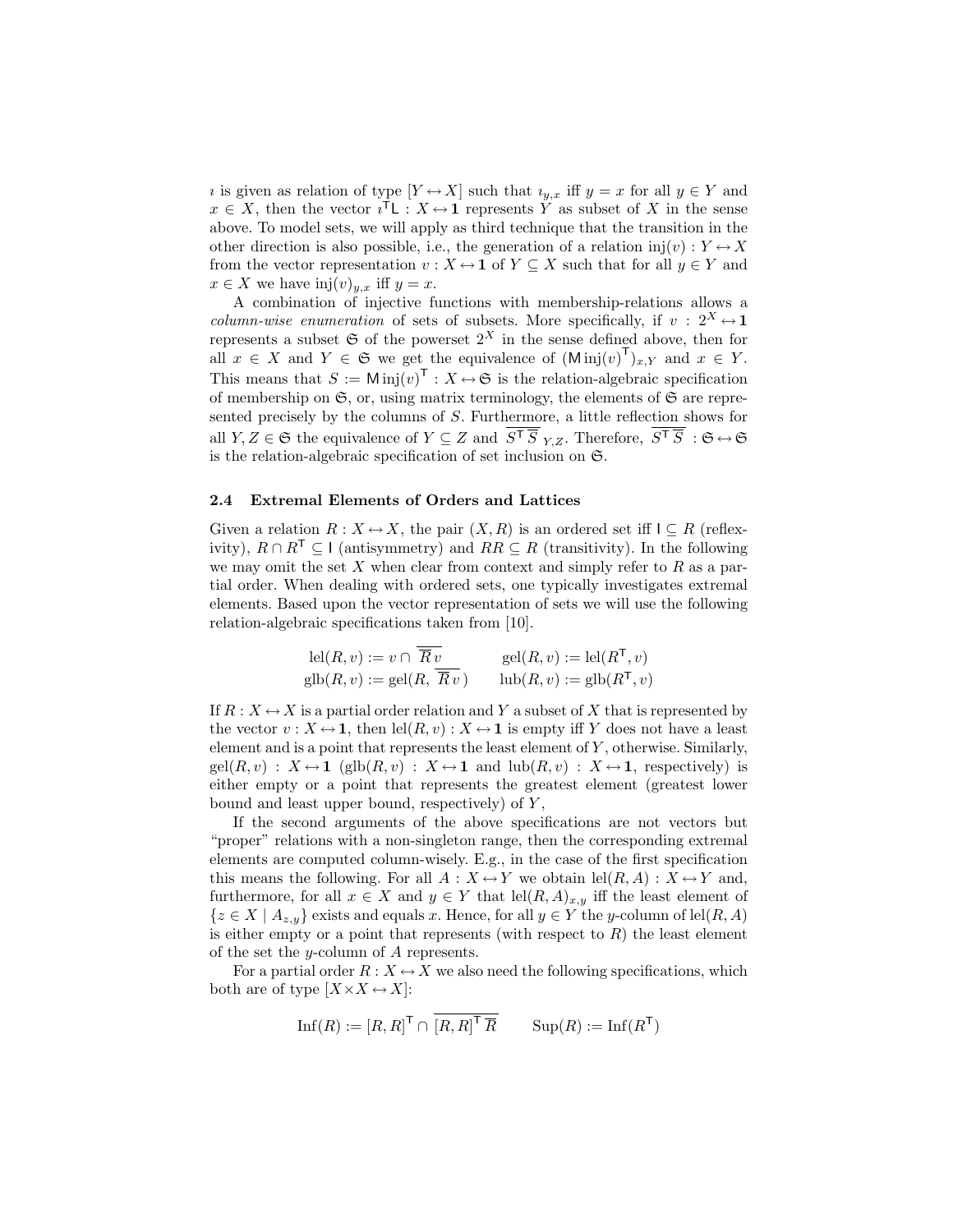$\imath$ is given as relation of type $[Y \leftrightarrow X]$ such that $\imath_{y,x}$ iff $y = x$ for all $y \in Y$ and $x \in X$, then the vector $\imath^{\mathsf{T}}\mathsf{L} : X \leftrightarrow \mathbf{1}$ represents $Y$ as subset of $X$ in the sense above. To model sets, we will apply as third technique that the transition in the other direction is also possible, i.e., the generation of a relation $\mathrm{inj}(v) : Y \leftrightarrow X$ from the vector representation $v : X \leftrightarrow \mathbf{1}$ of $Y \subseteq X$ such that for all $y \in Y$ and $x \in X$ we have $\mathrm{inj}(v)_{y,x}$ iff $y = x$.

A combination of injective functions with membership-relations allows a *column-wise enumeration* of sets of subsets. More specifically, if $v : 2^X \leftrightarrow \mathbf{1}$ represents a subset $\mathfrak{S}$ of the powerset $2^X$ in the sense defined above, then for all $x \in X$ and $Y \in \mathfrak{S}$ we get the equivalence of $(\mathsf{M}\,\mathrm{inj}(v)^{\mathsf{T}})_{x,Y}$ and $x \in Y$. This means that $S := \mathsf{M}\,\mathrm{inj}(v)^{\mathsf{T}} : X \leftrightarrow \mathfrak{S}$ is the relation-algebraic specification of membership on $\mathfrak{S}$, or, using matrix terminology, the elements of $\mathfrak{S}$ are represented precisely by the columns of $S$. Furthermore, a little reflection shows for all $Y, Z \in \mathfrak{S}$ the equivalence of $Y \subseteq Z$ and $\overline{S^{\mathsf{T}}\,\overline{S}}_{Y,Z}$. Therefore, $\overline{S^{\mathsf{T}}\,\overline{S}} : \mathfrak{S} \leftrightarrow \mathfrak{S}$ is the relation-algebraic specification of set inclusion on $\mathfrak{S}$.

### 2.4 Extremal Elements of Orders and Lattices

Given a relation $R : X \leftrightarrow X$, the pair $(X, R)$ is an ordered set iff $\mathsf{I} \subseteq R$ (reflexivity), $R \cap R^{\mathsf{T}} \subseteq \mathsf{I}$ (antisymmetry) and $RR \subseteq R$ (transitivity). In the following we may omit the set $X$ when clear from context and simply refer to $R$ as a partial order. When dealing with ordered sets, one typically investigates extremal elements. Based upon the vector representation of sets we will use the following relation-algebraic specifications taken from [10].

$$\mathrm{lel}(R, v) := v \cap \overline{\overline{R}\,v} \qquad \mathrm{gel}(R, v) := \mathrm{lel}(R^{\mathsf{T}}, v)$$
$$\mathrm{glb}(R, v) := \mathrm{gel}(R, \overline{\overline{R}\,v}) \qquad \mathrm{lub}(R, v) := \mathrm{glb}(R^{\mathsf{T}}, v)$$

If $R : X \leftrightarrow X$ is a partial order relation and $Y$ a subset of $X$ that is represented by the vector $v : X \leftrightarrow \mathbf{1}$, then $\mathrm{lel}(R, v) : X \leftrightarrow \mathbf{1}$ is empty iff $Y$ does not have a least element and is a point that represents the least element of $Y$, otherwise. Similarly, $\mathrm{gel}(R, v) : X \leftrightarrow \mathbf{1}$ ($\mathrm{glb}(R, v) : X \leftrightarrow \mathbf{1}$ and $\mathrm{lub}(R, v) : X \leftrightarrow \mathbf{1}$, respectively) is either empty or a point that represents the greatest element (greatest lower bound and least upper bound, respectively) of $Y$,

If the second arguments of the above specifications are not vectors but "proper" relations with a non-singleton range, then the corresponding extremal elements are computed column-wisely. E.g., in the case of the first specification this means the following. For all $A : X \leftrightarrow Y$ we obtain $\mathrm{lel}(R, A) : X \leftrightarrow Y$ and, furthermore, for all $x \in X$ and $y \in Y$ that $\mathrm{lel}(R, A)_{x,y}$ iff the least element of $\{z \in X \mid A_{z,y}\}$ exists and equals $x$. Hence, for all $y \in Y$ the $y$-column of $\mathrm{lel}(R, A)$ is either empty or a point that represents (with respect to $R$) the least element of the set the $y$-column of $A$ represents.

For a partial order $R : X \leftrightarrow X$ we also need the following specifications, which both are of type $[X \times X \leftrightarrow X]$:

$$\mathrm{Inf}(R) := [R, R]^{\mathsf{T}} \cap \overline{[R, R]^{\mathsf{T}}\,\overline{R}} \qquad \mathrm{Sup}(R) := \mathrm{Inf}(R^{\mathsf{T}})$$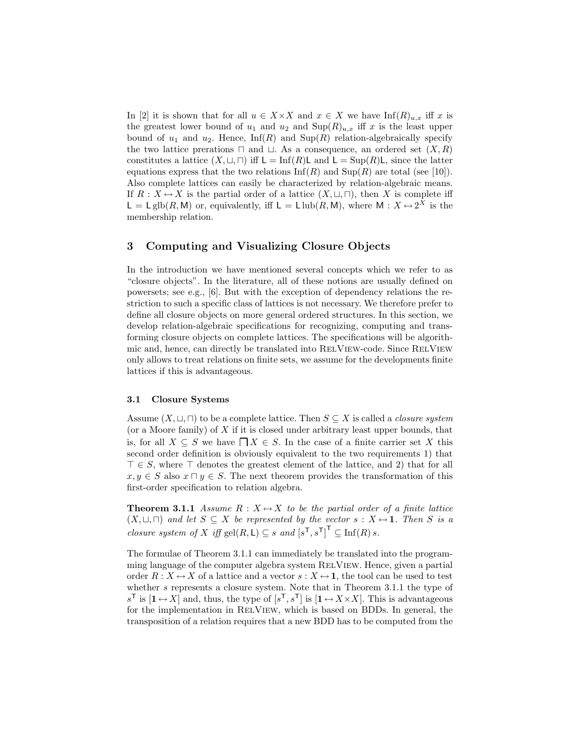In [2] it is shown that for all $u \in X \times X$ and $x \in X$ we have $\mathrm{Inf}(R)_{u,x}$ iff $x$ is the greatest lower bound of $u_1$ and $u_2$ and $\mathrm{Sup}(R)_{u,x}$ iff $x$ is the least upper bound of $u_1$ and $u_2$. Hence, $\mathrm{Inf}(R)$ and $\mathrm{Sup}(R)$ relation-algebraically specify the two lattice prerations $\sqcap$ and $\sqcup$. As a consequence, an ordered set $(X, R)$ constitutes a lattice $(X, \sqcup, \sqcap)$ iff $\mathsf{L} = \mathrm{Inf}(R)\mathsf{L}$ and $\mathsf{L} = \mathrm{Sup}(R)\mathsf{L}$, since the latter equations express that the two relations $\mathrm{Inf}(R)$ and $\mathrm{Sup}(R)$ are total (see [10]). Also complete lattices can easily be characterized by relation-algebraic means. If $R : X \leftrightarrow X$ is the partial order of a lattice $(X, \sqcup, \sqcap)$, then $X$ is complete iff $\mathsf{L} = \mathsf{L}\,\mathrm{glb}(R, \mathsf{M})$ or, equivalently, iff $\mathsf{L} = \mathsf{L}\,\mathrm{lub}(R, \mathsf{M})$, where $\mathsf{M} : X \leftrightarrow 2^X$ is the membership relation.

## 3 Computing and Visualizing Closure Objects

In the introduction we have mentioned several concepts which we refer to as "closure objects". In the literature, all of these notions are usually defined on powersets; see e.g., [6]. But with the exception of dependency relations the restriction to such a specific class of lattices is not necessary. We therefore prefer to define all closure objects on more general ordered structures. In this section, we develop relation-algebraic specifications for recognizing, computing and transforming closure objects on complete lattices. The specifications will be algorithmic and, hence, can directly be translated into RelView-code. Since RelView only allows to treat relations on finite sets, we assume for the developments finite lattices if this is advantageous.

### 3.1 Closure Systems

Assume $(X, \sqcup, \sqcap)$ to be a complete lattice. Then $S \subseteq X$ is called a *closure system* (or a Moore family) of $X$ if it is closed under arbitrary least upper bounds, that is, for all $X \subseteq S$ we have $\bigsqcap X \in S$. In the case of a finite carrier set $X$ this second order definition is obviously equivalent to the two requirements 1) that $\top \in S$, where $\top$ denotes the greatest element of the lattice, and 2) that for all $x, y \in S$ also $x \sqcap y \in S$. The next theorem provides the transformation of this first-order specification to relation algebra.

**Theorem 3.1.1** *Assume $R : X \leftrightarrow X$ to be the partial order of a finite lattice $(X, \sqcup, \sqcap)$ and let $S \subseteq X$ be represented by the vector $s : X \leftrightarrow \mathbf{1}$. Then $S$ is a closure system of $X$ iff $\mathrm{gel}(R, \mathsf{L}) \subseteq s$ and $[s^\mathsf{T}, s^\mathsf{T}]^\mathsf{T} \subseteq \mathrm{Inf}(R)\, s$.*

The formulae of Theorem 3.1.1 can immediately be translated into the programming language of the computer algebra system RelView. Hence, given a partial order $R : X \leftrightarrow X$ of a lattice and a vector $s : X \leftrightarrow \mathbf{1}$, the tool can be used to test whether $s$ represents a closure system. Note that in Theorem 3.1.1 the type of $s^\mathsf{T}$ is $[\mathbf{1} \leftrightarrow X]$ and, thus, the type of $[s^\mathsf{T}, s^\mathsf{T}]$ is $[\mathbf{1} \leftrightarrow X \times X]$. This is advantageous for the implementation in RelView, which is based on BDDs. In general, the transposition of a relation requires that a new BDD has to be computed from the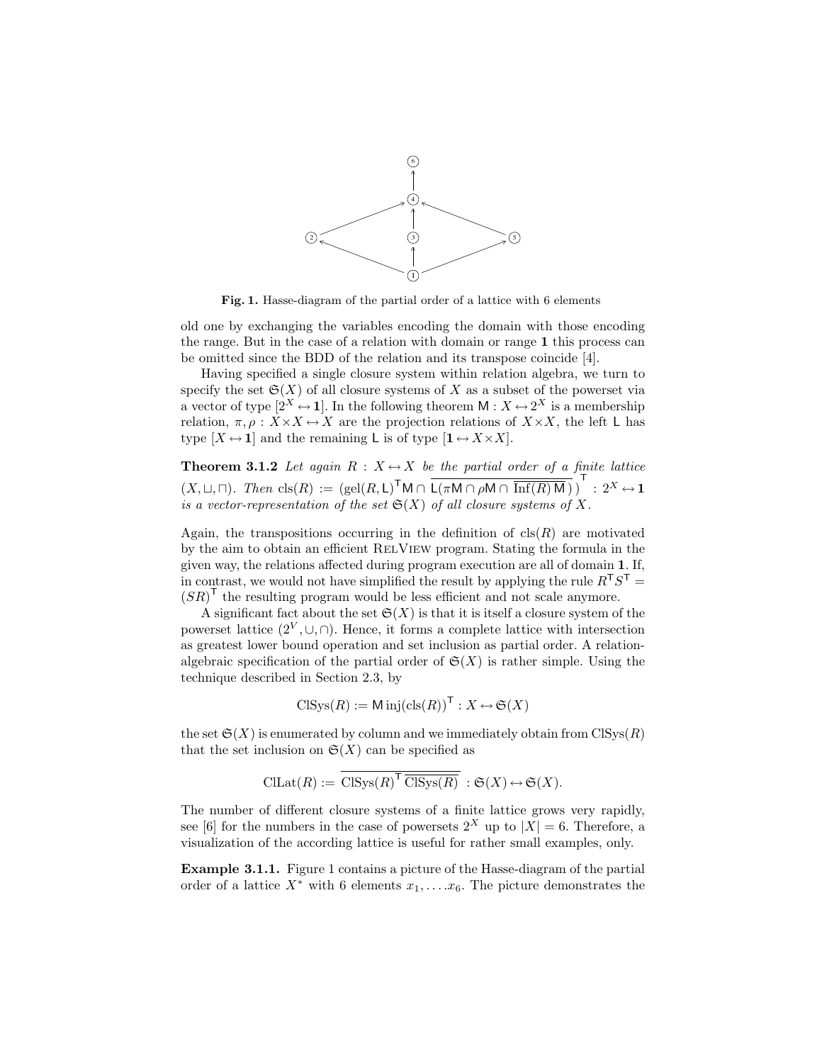Fig. 1. Hasse-diagram of the partial order of a lattice with 6 elements

old one by exchanging the variables encoding the domain with those encoding the range. But in the case of a relation with domain or range $\mathbf{1}$ this process can be omitted since the BDD of the relation and its transpose coincide [4].

Having specified a single closure system within relation algebra, we turn to specify the set $\mathfrak{S}(X)$ of all closure systems of $X$ as a subset of the powerset via a vector of type $[2^X \leftrightarrow \mathbf{1}]$. In the following theorem $\mathsf{M} : X \leftrightarrow 2^X$ is a membership relation, $\pi, \rho : X \times X \leftrightarrow X$ are the projection relations of $X \times X$, the left $\mathsf{L}$ has type $[X \leftrightarrow \mathbf{1}]$ and the remaining $\mathsf{L}$ is of type $[\mathbf{1} \leftrightarrow X \times X]$.

**Theorem 3.1.2** *Let again $R : X \leftrightarrow X$ be the partial order of a finite lattice $(X, \sqcup, \sqcap)$. Then* $\mathrm{cls}(R) := \left(\mathrm{gel}(R, \mathsf{L})^{\mathsf{T}} \mathsf{M} \cap \overline{\mathsf{L}(\pi \mathsf{M} \cap \rho \mathsf{M} \cap \overline{\mathrm{Inf}(R)\,\mathsf{M}})}\right)^{\mathsf{T}} : 2^X \leftrightarrow \mathbf{1}$ *is a vector-representation of the set $\mathfrak{S}(X)$ of all closure systems of $X$.*

Again, the transpositions occurring in the definition of $\mathrm{cls}(R)$ are motivated by the aim to obtain an efficient RelView program. Stating the formula in the given way, the relations affected during program execution are all of domain $\mathbf{1}$. If, in contrast, we would not have simplified the result by applying the rule $R^{\mathsf{T}} S^{\mathsf{T}} = (SR)^{\mathsf{T}}$ the resulting program would be less efficient and not scale anymore.

A significant fact about the set $\mathfrak{S}(X)$ is that it is itself a closure system of the powerset lattice $(2^V, \cup, \cap)$. Hence, it forms a complete lattice with intersection as greatest lower bound operation and set inclusion as partial order. A relation-algebraic specification of the partial order of $\mathfrak{S}(X)$ is rather simple. Using the technique described in Section 2.3, by

$$\mathrm{ClSys}(R) := \mathsf{M}\,\mathrm{inj}(\mathrm{cls}(R))^{\mathsf{T}} : X \leftrightarrow \mathfrak{S}(X)$$

the set $\mathfrak{S}(X)$ is enumerated by column and we immediately obtain from $\mathrm{ClSys}(R)$ that the set inclusion on $\mathfrak{S}(X)$ can be specified as

$$\mathrm{ClLat}(R) := \overline{\mathrm{ClSys}(R)^{\mathsf{T}}\, \overline{\mathrm{ClSys}(R)}} : \mathfrak{S}(X) \leftrightarrow \mathfrak{S}(X).$$

The number of different closure systems of a finite lattice grows very rapidly, see [6] for the numbers in the case of powersets $2^X$ up to $|X| = 6$. Therefore, a visualization of the according lattice is useful for rather small examples, only.

**Example 3.1.1.** Figure 1 contains a picture of the Hasse-diagram of the partial order of a lattice $X^*$ with 6 elements $x_1, \ldots x_6$. The picture demonstrates the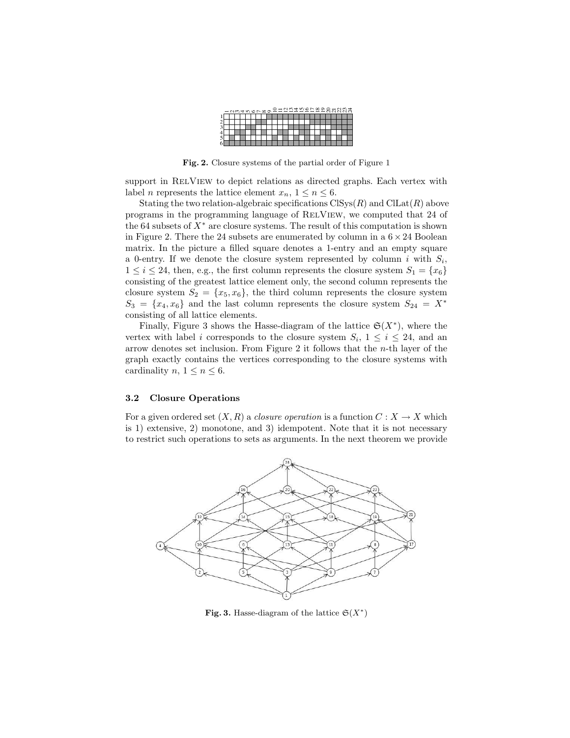**Fig. 2.** Closure systems of the partial order of Figure 1

support in RelView to depict relations as directed graphs. Each vertex with label $n$ represents the lattice element $x_n$, $1 \leq n \leq 6$.

Stating the two relation-algebraic specifications $\mathrm{ClSys}(R)$ and $\mathrm{ClLat}(R)$ above programs in the programming language of RelView, we computed that 24 of the 64 subsets of $X^*$ are closure systems. The result of this computation is shown in Figure 2. There the 24 subsets are enumerated by column in a $6 \times 24$ Boolean matrix. In the picture a filled square denotes a 1-entry and an empty square a 0-entry. If we denote the closure system represented by column $i$ with $S_i$, $1 \leq i \leq 24$, then, e.g., the first column represents the closure system $S_1 = \{x_6\}$ consisting of the greatest lattice element only, the second column represents the closure system $S_2 = \{x_5, x_6\}$, the third column represents the closure system $S_3 = \{x_4, x_6\}$ and the last column represents the closure system $S_{24} = X^*$ consisting of all lattice elements.

Finally, Figure 3 shows the Hasse-diagram of the lattice $\mathfrak{S}(X^*)$, where the vertex with label $i$ corresponds to the closure system $S_i$, $1 \leq i \leq 24$, and an arrow denotes set inclusion. From Figure 2 it follows that the $n$-th layer of the graph exactly contains the vertices corresponding to the closure systems with cardinality $n$, $1 \leq n \leq 6$.

### 3.2 Closure Operations

For a given ordered set $(X, R)$ a *closure operation* is a function $C : X \to X$ which is 1) extensive, 2) monotone, and 3) idempotent. Note that it is not necessary to restrict such operations to sets as arguments. In the next theorem we provide

**Fig. 3.** Hasse-diagram of the lattice $\mathfrak{S}(X^*)$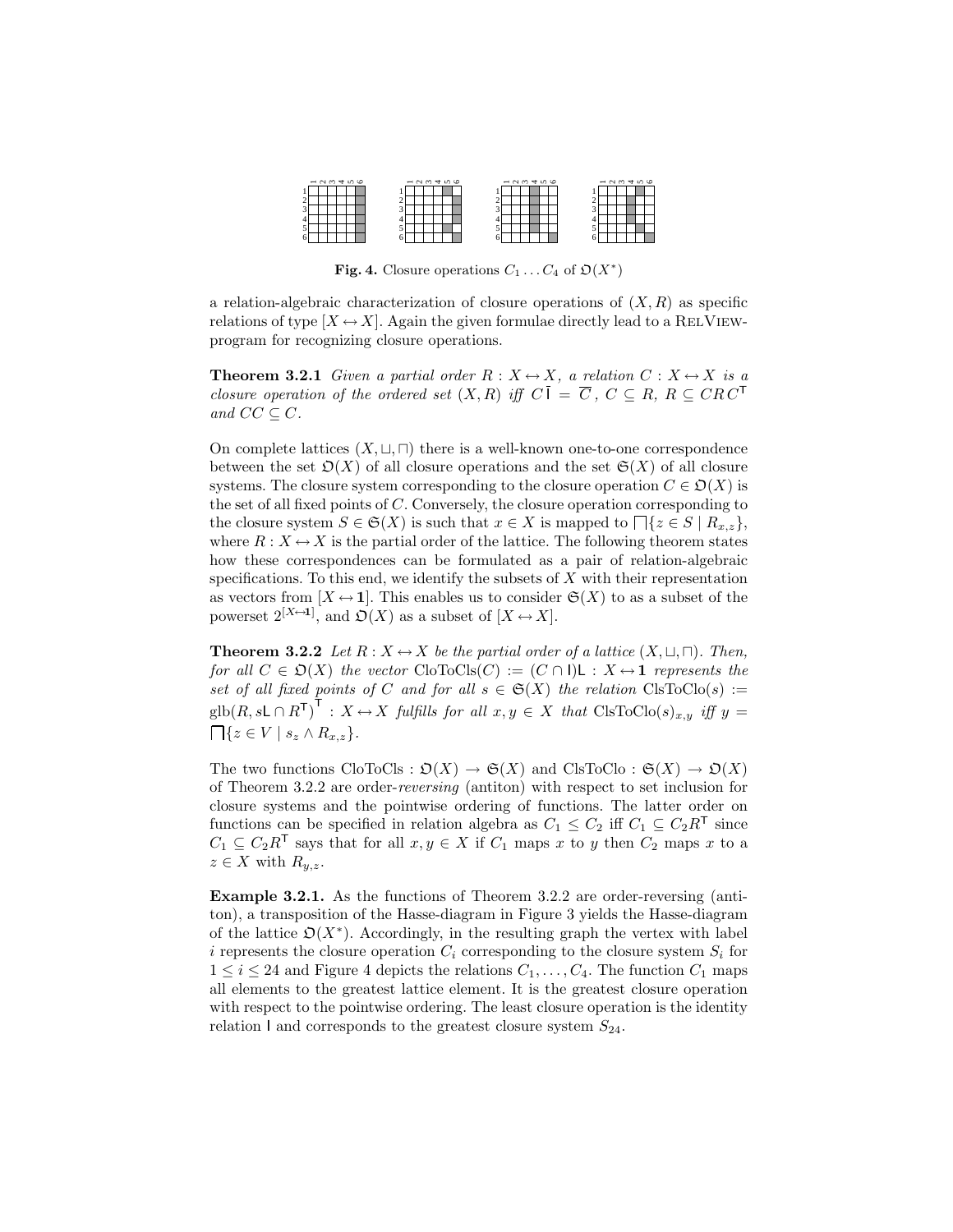**Fig. 4.** Closure operations $C_1 \dots C_4$ of $\mathfrak{O}(X^*)$

a relation-algebraic characterization of closure operations of $(X, R)$ as specific relations of type $[X \leftrightarrow X]$. Again the given formulae directly lead to a RelView-program for recognizing closure operations.

**Theorem 3.2.1** *Given a partial order $R : X \leftrightarrow X$, a relation $C : X \leftrightarrow X$ is a closure operation of the ordered set $(X, R)$ iff $C\,\overline{\mathsf{I}} = \overline{C}$, $C \subseteq R$, $R \subseteq C R C^{\mathsf{T}}$ and $CC \subseteq C$.*

On complete lattices $(X, \sqcup, \sqcap)$ there is a well-known one-to-one correspondence between the set $\mathfrak{O}(X)$ of all closure operations and the set $\mathfrak{S}(X)$ of all closure systems. The closure system corresponding to the closure operation $C \in \mathfrak{O}(X)$ is the set of all fixed points of $C$. Conversely, the closure operation corresponding to the closure system $S \in \mathfrak{S}(X)$ is such that $x \in X$ is mapped to $\bigsqcap\{z \in S \mid R_{x,z}\}$, where $R : X \leftrightarrow X$ is the partial order of the lattice. The following theorem states how these correspondences can be formulated as a pair of relation-algebraic specifications. To this end, we identify the subsets of $X$ with their representation as vectors from $[X \leftrightarrow \mathbf{1}]$. This enables us to consider $\mathfrak{S}(X)$ to as a subset of the powerset $2^{[X \leftrightarrow \mathbf{1}]}$, and $\mathfrak{O}(X)$ as a subset of $[X \leftrightarrow X]$.

**Theorem 3.2.2** *Let $R : X \leftrightarrow X$ be the partial order of a lattice $(X, \sqcup, \sqcap)$. Then, for all $C \in \mathfrak{O}(X)$ the vector $\mathrm{CloToCls}(C) := (C \cap \mathsf{I})\mathsf{L} : X \leftrightarrow \mathbf{1}$ represents the set of all fixed points of $C$ and for all $s \in \mathfrak{S}(X)$ the relation $\mathrm{ClsToClo}(s) := \mathrm{glb}(R, s\mathsf{L} \cap R^{\mathsf{T}})^{\mathsf{T}} : X \leftrightarrow X$ fulfills for all $x, y \in X$ that $\mathrm{ClsToClo}(s)_{x,y}$ iff $y = \bigsqcap\{z \in V \mid s_z \wedge R_{x,z}\}$.*

The two functions $\mathrm{CloToCls} : \mathfrak{O}(X) \to \mathfrak{S}(X)$ and $\mathrm{ClsToClo} : \mathfrak{S}(X) \to \mathfrak{O}(X)$ of Theorem 3.2.2 are order-*reversing* (antiton) with respect to set inclusion for closure systems and the pointwise ordering of functions. The latter order on functions can be specified in relation algebra as $C_1 \leq C_2$ iff $C_1 \subseteq C_2 R^{\mathsf{T}}$ since $C_1 \subseteq C_2 R^{\mathsf{T}}$ says that for all $x, y \in X$ if $C_1$ maps $x$ to $y$ then $C_2$ maps $x$ to a $z \in X$ with $R_{y,z}$.

**Example 3.2.1.** As the functions of Theorem 3.2.2 are order-reversing (antiton), a transposition of the Hasse-diagram in Figure 3 yields the Hasse-diagram of the lattice $\mathfrak{O}(X^*)$. Accordingly, in the resulting graph the vertex with label $i$ represents the closure operation $C_i$ corresponding to the closure system $S_i$ for $1 \leq i \leq 24$ and Figure 4 depicts the relations $C_1, \dots, C_4$. The function $C_1$ maps all elements to the greatest lattice element. It is the greatest closure operation with respect to the pointwise ordering. The least closure operation is the identity relation $\mathsf{I}$ and corresponds to the greatest closure system $S_{24}$.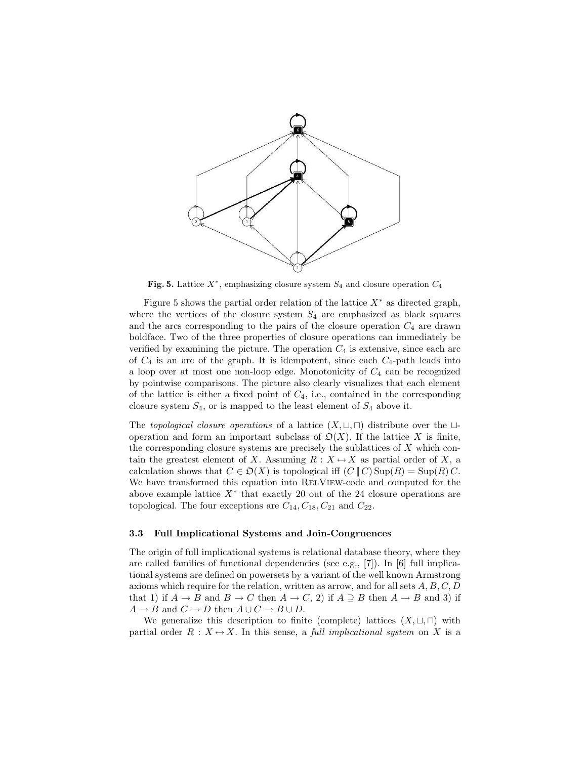**Fig. 5.** Lattice $X^*$, emphasizing closure system $S_4$ and closure operation $C_4$

Figure 5 shows the partial order relation of the lattice $X^*$ as directed graph, where the vertices of the closure system $S_4$ are emphasized as black squares and the arcs corresponding to the pairs of the closure operation $C_4$ are drawn boldface. Two of the three properties of closure operations can immediately be verified by examining the picture. The operation $C_4$ is extensive, since each arc of $C_4$ is an arc of the graph. It is idempotent, since each $C_4$-path leads into a loop over at most one non-loop edge. Monotonicity of $C_4$ can be recognized by pointwise comparisons. The picture also clearly visualizes that each element of the lattice is either a fixed point of $C_4$, i.e., contained in the corresponding closure system $S_4$, or is mapped to the least element of $S_4$ above it.

The *topological closure operations* of a lattice $(X, \sqcup, \sqcap)$ distribute over the $\sqcup$-operation and form an important subclass of $\mathfrak{O}(X)$. If the lattice $X$ is finite, the corresponding closure systems are precisely the sublattices of $X$ which contain the greatest element of $X$. Assuming $R : X \leftrightarrow X$ as partial order of $X$, a calculation shows that $C \in \mathfrak{O}(X)$ is topological iff $(C \parallel C)\,\mathrm{Sup}(R) = \mathrm{Sup}(R)\,C$. We have transformed this equation into RelView-code and computed for the above example lattice $X^*$ that exactly 20 out of the 24 closure operations are topological. The four exceptions are $C_{14}, C_{18}, C_{21}$ and $C_{22}$.

### 3.3 Full Implicational Systems and Join-Congruences

The origin of full implicational systems is relational database theory, where they are called families of functional dependencies (see e.g., [7]). In [6] full implicational systems are defined on powersets by a variant of the well known Armstrong axioms which require for the relation, written as arrow, and for all sets $A, B, C, D$ that 1) if $A \rightarrow B$ and $B \rightarrow C$ then $A \rightarrow C$, 2) if $A \supseteq B$ then $A \rightarrow B$ and 3) if $A \rightarrow B$ and $C \rightarrow D$ then $A \cup C \rightarrow B \cup D$.

We generalize this description to finite (complete) lattices $(X, \sqcup, \sqcap)$ with partial order $R : X \leftrightarrow X$. In this sense, a *full implicational system* on $X$ is a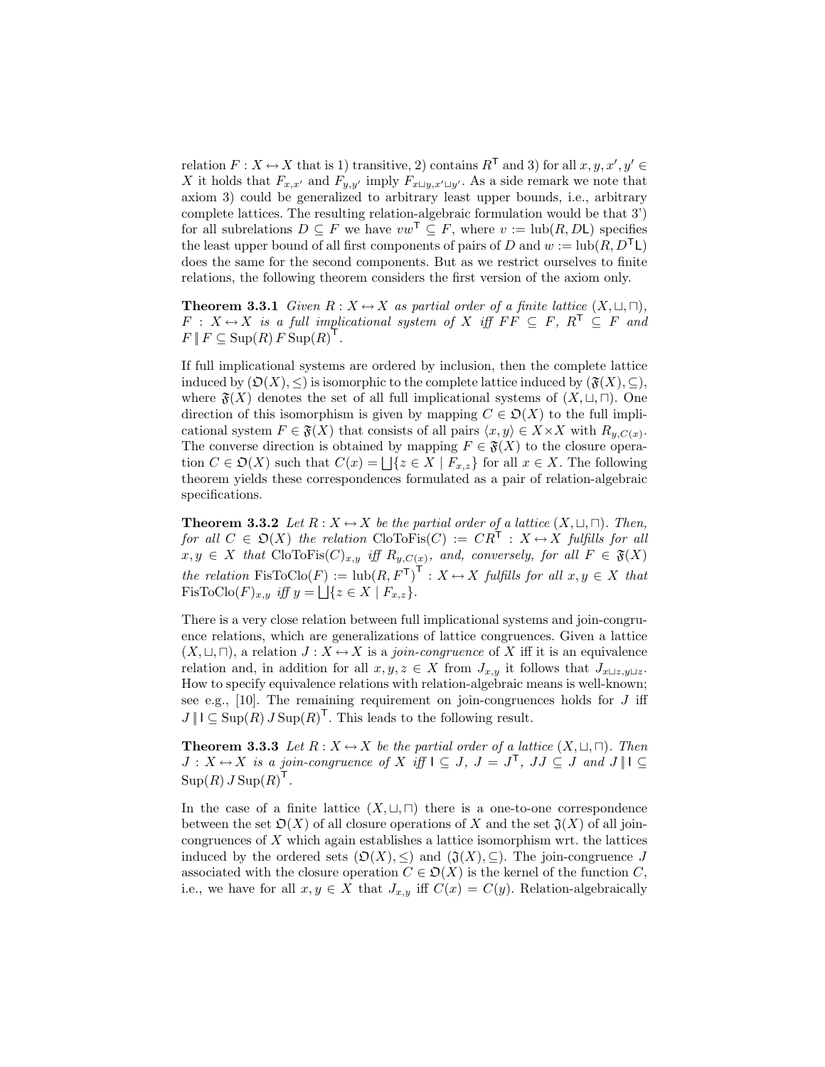relation $F : X \leftrightarrow X$ that is 1) transitive, 2) contains $R^{\mathsf{T}}$ and 3) for all $x, y, x', y' \in X$ it holds that $F_{x,x'}$ and $F_{y,y'}$ imply $F_{x \sqcup y, x' \sqcup y'}$. As a side remark we note that axiom 3) could be generalized to arbitrary least upper bounds, i.e., arbitrary complete lattices. The resulting relation-algebraic formulation would be that 3') for all subrelations $D \subseteq F$ we have $vw^{\mathsf{T}} \subseteq F$, where $v := \mathrm{lub}(R, D\mathsf{L})$ specifies the least upper bound of all first components of pairs of $D$ and $w := \mathrm{lub}(R, D^{\mathsf{T}}\mathsf{L})$ does the same for the second components. But as we restrict ourselves to finite relations, the following theorem considers the first version of the axiom only.

**Theorem 3.3.1** *Given $R : X \leftrightarrow X$ as partial order of a finite lattice $(X, \sqcup, \sqcap)$, $F : X \leftrightarrow X$ is a full implicational system of $X$ iff $FF \subseteq F$, $R^{\mathsf{T}} \subseteq F$ and $F \parallel F \subseteq \mathrm{Sup}(R)\, F\, \mathrm{Sup}(R)^{\mathsf{T}}$.*

If full implicational systems are ordered by inclusion, then the complete lattice induced by $(\mathfrak{O}(X), \leq)$ is isomorphic to the complete lattice induced by $(\mathfrak{F}(X), \subseteq)$, where $\mathfrak{F}(X)$ denotes the set of all full implicational systems of $(X, \sqcup, \sqcap)$. One direction of this isomorphism is given by mapping $C \in \mathfrak{O}(X)$ to the full implicational system $F \in \mathfrak{F}(X)$ that consists of all pairs $\langle x, y \rangle \in X \times X$ with $R_{y,C(x)}$. The converse direction is obtained by mapping $F \in \mathfrak{F}(X)$ to the closure operation $C \in \mathfrak{O}(X)$ such that $C(x) = \bigsqcup\{z \in X \mid F_{x,z}\}$ for all $x \in X$. The following theorem yields these correspondences formulated as a pair of relation-algebraic specifications.

**Theorem 3.3.2** *Let $R : X \leftrightarrow X$ be the partial order of a lattice $(X, \sqcup, \sqcap)$. Then, for all $C \in \mathfrak{O}(X)$ the relation $\mathrm{CloToFis}(C) := CR^{\mathsf{T}} : X \leftrightarrow X$ fulfills for all $x, y \in X$ that $\mathrm{CloToFis}(C)_{x,y}$ iff $R_{y,C(x)}$, and, conversely, for all $F \in \mathfrak{F}(X)$ the relation $\mathrm{FisToClo}(F) := \mathrm{lub}(R, F^{\mathsf{T}})^{\mathsf{T}} : X \leftrightarrow X$ fulfills for all $x, y \in X$ that $\mathrm{FisToClo}(F)_{x,y}$ iff $y = \bigsqcup\{z \in X \mid F_{x,z}\}$.*

There is a very close relation between full implicational systems and join-congruence relations, which are generalizations of lattice congruences. Given a lattice $(X, \sqcup, \sqcap)$, a relation $J : X \leftrightarrow X$ is a *join-congruence* of $X$ iff it is an equivalence relation and, in addition for all $x, y, z \in X$ from $J_{x,y}$ it follows that $J_{x \sqcup z, y \sqcup z}$. How to specify equivalence relations with relation-algebraic means is well-known; see e.g., [10]. The remaining requirement on join-congruences holds for $J$ iff $J \parallel \mathsf{I} \subseteq \mathrm{Sup}(R)\, J\, \mathrm{Sup}(R)^{\mathsf{T}}$. This leads to the following result.

**Theorem 3.3.3** *Let $R : X \leftrightarrow X$ be the partial order of a lattice $(X, \sqcup, \sqcap)$. Then $J : X \leftrightarrow X$ is a join-congruence of $X$ iff $\mathsf{I} \subseteq J$, $J = J^{\mathsf{T}}$, $JJ \subseteq J$ and $J \parallel \mathsf{I} \subseteq \mathrm{Sup}(R)\, J\, \mathrm{Sup}(R)^{\mathsf{T}}$.*

In the case of a finite lattice $(X, \sqcup, \sqcap)$ there is a one-to-one correspondence between the set $\mathfrak{O}(X)$ of all closure operations of $X$ and the set $\mathfrak{J}(X)$ of all join-congruences of $X$ which again establishes a lattice isomorphism wrt. the lattices induced by the ordered sets $(\mathfrak{O}(X), \leq)$ and $(\mathfrak{J}(X), \subseteq)$. The join-congruence $J$ associated with the closure operation $C \in \mathfrak{O}(X)$ is the kernel of the function $C$, i.e., we have for all $x, y \in X$ that $J_{x,y}$ iff $C(x) = C(y)$. Relation-algebraically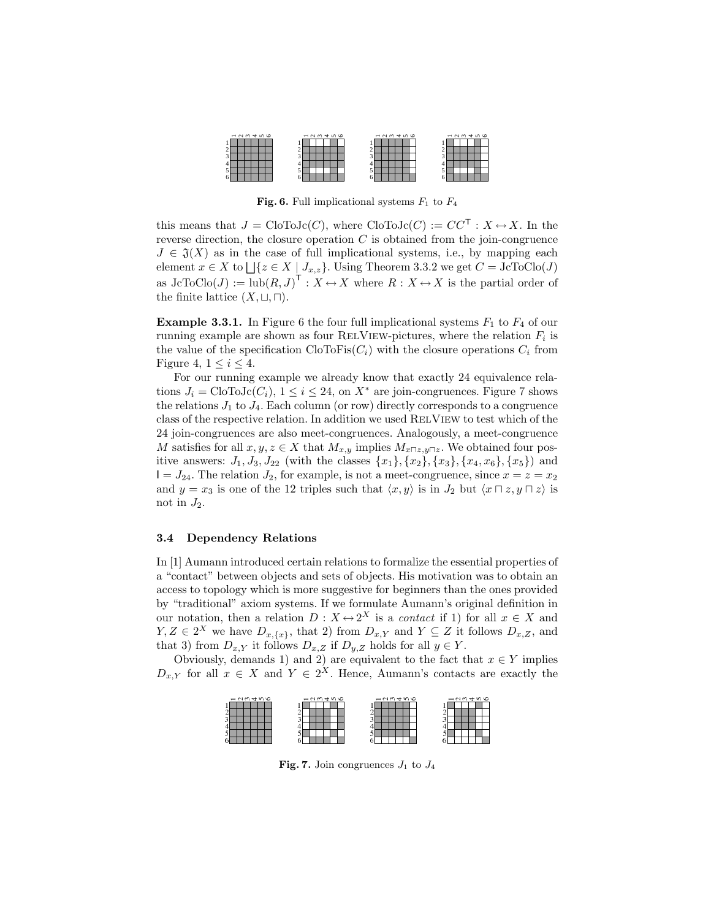**Fig. 6.** Full implicational systems $F_1$ to $F_4$

this means that $J = \text{CloToJc}(C)$, where $\text{CloToJc}(C) := CC^{\mathsf{T}} : X \leftrightarrow X$. In the reverse direction, the closure operation $C$ is obtained from the join-congruence $J \in \mathfrak{J}(X)$ as in the case of full implicational systems, i.e., by mapping each element $x \in X$ to $\bigsqcup\{z \in X \mid J_{x,z}\}$. Using Theorem 3.3.2 we get $C = \text{JcToClo}(J)$ as $\text{JcToClo}(J) := \text{lub}(R, J)^{\mathsf{T}} : X \leftrightarrow X$ where $R : X \leftrightarrow X$ is the partial order of the finite lattice $(X, \sqcup, \sqcap)$.

**Example 3.3.1.** In Figure 6 the four full implicational systems $F_1$ to $F_4$ of our running example are shown as four RelView-pictures, where the relation $F_i$ is the value of the specification $\text{CloToFis}(C_i)$ with the closure operations $C_i$ from Figure 4, $1 \leq i \leq 4$.

For our running example we already know that exactly 24 equivalence relations $J_i = \text{CloToJc}(C_i)$, $1 \leq i \leq 24$, on $X^*$ are join-congruences. Figure 7 shows the relations $J_1$ to $J_4$. Each column (or row) directly corresponds to a congruence class of the respective relation. In addition we used RelView to test which of the 24 join-congruences are also meet-congruences. Analogously, a meet-congruence $M$ satisfies for all $x, y, z \in X$ that $M_{x,y}$ implies $M_{x \sqcap z, y \sqcap z}$. We obtained four positive answers: $J_1, J_3, J_{22}$ (with the classes $\{x_1\}, \{x_2\}, \{x_3\}, \{x_4, x_6\}, \{x_5\}$) and $\mathsf{I} = J_{24}$. The relation $J_2$, for example, is not a meet-congruence, since $x = z = x_2$ and $y = x_3$ is one of the 12 triples such that $\langle x, y \rangle$ is in $J_2$ but $\langle x \sqcap z, y \sqcap z \rangle$ is not in $J_2$.

### 3.4 Dependency Relations

In [1] Aumann introduced certain relations to formalize the essential properties of a "contact" between objects and sets of objects. His motivation was to obtain an access to topology which is more suggestive for beginners than the ones provided by "traditional" axiom systems. If we formulate Aumann's original definition in our notation, then a relation $D : X \leftrightarrow 2^X$ is a *contact* if 1) for all $x \in X$ and $Y, Z \in 2^X$ we have $D_{x,\{x\}}$, that 2) from $D_{x,Y}$ and $Y \subseteq Z$ it follows $D_{x,Z}$, and that 3) from $D_{x,Y}$ it follows $D_{x,Z}$ if $D_{y,Z}$ holds for all $y \in Y$.

Obviously, demands 1) and 2) are equivalent to the fact that $x \in Y$ implies $D_{x,Y}$ for all $x \in X$ and $Y \in 2^X$. Hence, Aumann's contacts are exactly the

**Fig. 7.** Join congruences $J_1$ to $J_4$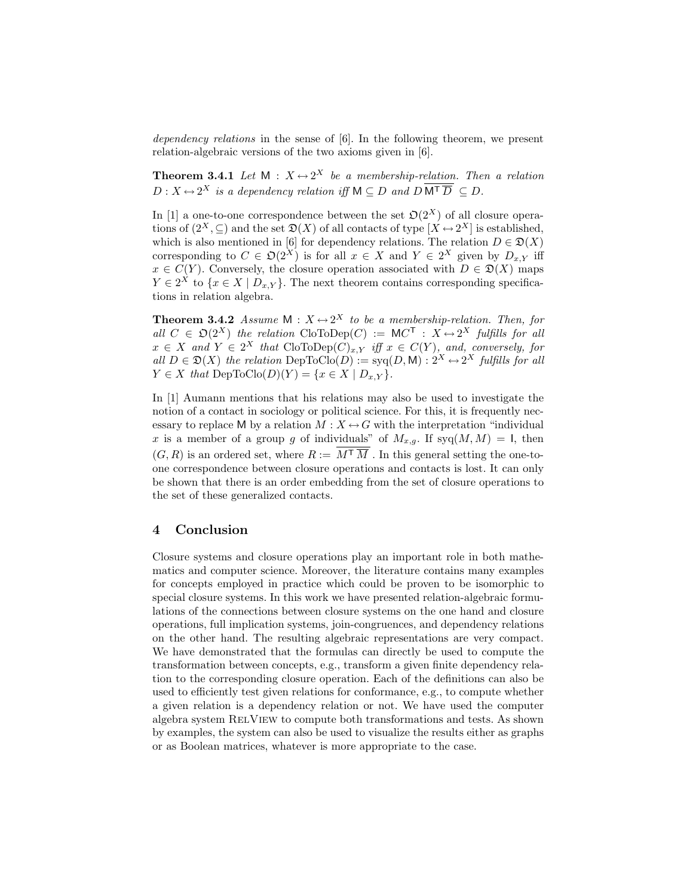*dependency relations* in the sense of [6]. In the following theorem, we present relation-algebraic versions of the two axioms given in [6].

**Theorem 3.4.1** *Let* $\mathsf{M} : X \leftrightarrow 2^X$ *be a membership-relation. Then a relation* $D : X \leftrightarrow 2^X$ *is a dependency relation iff* $\mathsf{M} \subseteq D$ *and* $D\,\overline{\mathsf{M}^\mathsf{T}\,\overline{D}} \subseteq D$.

In [1] a one-to-one correspondence between the set $\mathfrak{O}(2^X)$ of all closure operations of $(2^X, \subseteq)$ and the set $\mathfrak{D}(X)$ of all contacts of type $[X \leftrightarrow 2^X]$ is established, which is also mentioned in [6] for dependency relations. The relation $D \in \mathfrak{D}(X)$ corresponding to $C \in \mathfrak{O}(2^X)$ is for all $x \in X$ and $Y \in 2^X$ given by $D_{x,Y}$ iff $x \in C(Y)$. Conversely, the closure operation associated with $D \in \mathfrak{D}(X)$ maps $Y \in 2^X$ to $\{x \in X \mid D_{x,Y}\}$. The next theorem contains corresponding specifications in relation algebra.

**Theorem 3.4.2** *Assume* $\mathsf{M} : X \leftrightarrow 2^X$ *to be a membership-relation. Then, for all* $C \in \mathfrak{O}(2^X)$ *the relation* $\mathrm{CloToDep}(C) := \mathsf{M}C^\mathsf{T} : X \leftrightarrow 2^X$ *fulfills for all* $x \in X$ *and* $Y \in 2^X$ *that* $\mathrm{CloToDep}(C)_{x,Y}$ *iff* $x \in C(Y)$*, and, conversely, for all* $D \in \mathfrak{D}(X)$ *the relation* $\mathrm{DepToClo}(D) := \mathrm{syq}(D, \mathsf{M}) : 2^X \leftrightarrow 2^X$ *fulfills for all* $Y \in X$ *that* $\mathrm{DepToClo}(D)(Y) = \{x \in X \mid D_{x,Y}\}$.

In [1] Aumann mentions that his relations may also be used to investigate the notion of a contact in sociology or political science. For this, it is frequently necessary to replace $\mathsf{M}$ by a relation $M : X \leftrightarrow G$ with the interpretation "individual $x$ is a member of a group $g$ of individuals" of $M_{x,g}$. If $\mathrm{syq}(M, M) = \mathsf{I}$, then $(G, R)$ is an ordered set, where $R := \overline{M^\mathsf{T}\,\overline{M}}$. In this general setting the one-to-one correspondence between closure operations and contacts is lost. It can only be shown that there is an order embedding from the set of closure operations to the set of these generalized contacts.

## 4 Conclusion

Closure systems and closure operations play an important role in both mathematics and computer science. Moreover, the literature contains many examples for concepts employed in practice which could be proven to be isomorphic to special closure systems. In this work we have presented relation-algebraic formulations of the connections between closure systems on the one hand and closure operations, full implication systems, join-congruences, and dependency relations on the other hand. The resulting algebraic representations are very compact. We have demonstrated that the formulas can directly be used to compute the transformation between concepts, e.g., transform a given finite dependency relation to the corresponding closure operation. Each of the definitions can also be used to efficiently test given relations for conformance, e.g., to compute whether a given relation is a dependency relation or not. We have used the computer algebra system RelView to compute both transformations and tests. As shown by examples, the system can also be used to visualize the results either as graphs or as Boolean matrices, whatever is more appropriate to the case.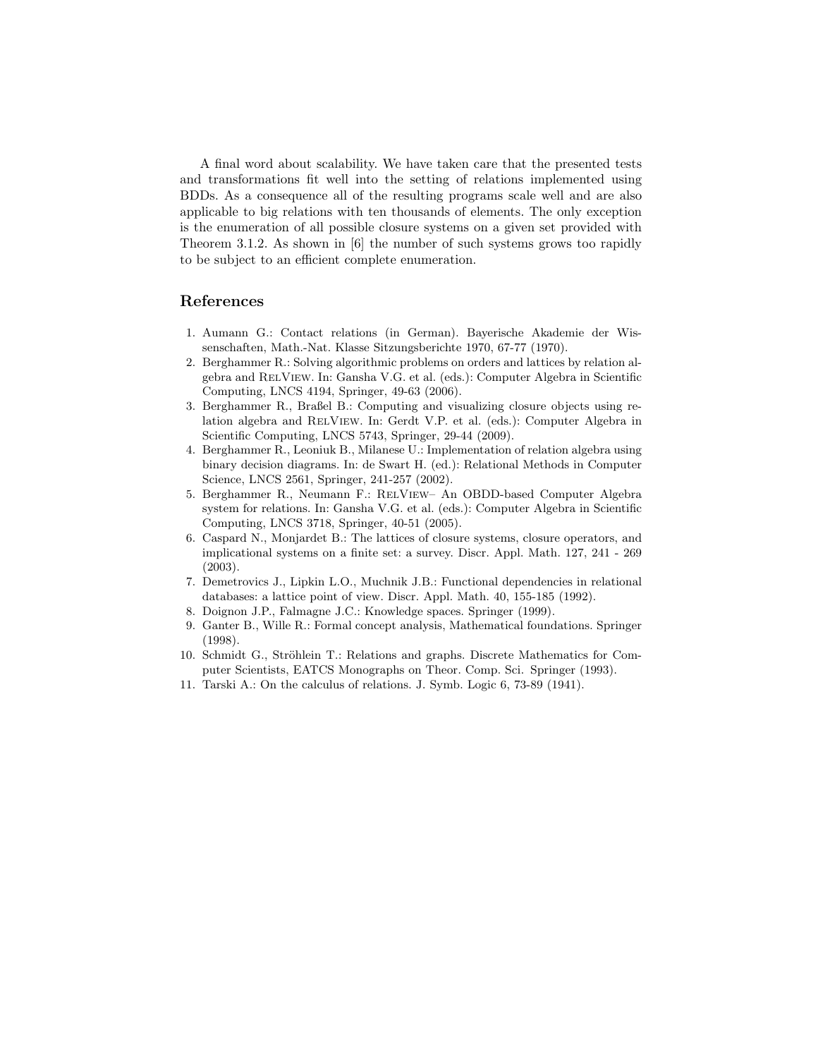A final word about scalability. We have taken care that the presented tests and transformations fit well into the setting of relations implemented using BDDs. As a consequence all of the resulting programs scale well and are also applicable to big relations with ten thousands of elements. The only exception is the enumeration of all possible closure systems on a given set provided with Theorem 3.1.2. As shown in [6] the number of such systems grows too rapidly to be subject to an efficient complete enumeration.

## References

1. Aumann G.: Contact relations (in German). Bayerische Akademie der Wissenschaften, Math.-Nat. Klasse Sitzungsberichte 1970, 67-77 (1970).
2. Berghammer R.: Solving algorithmic problems on orders and lattices by relation algebra and RelView. In: Gansha V.G. et al. (eds.): Computer Algebra in Scientific Computing, LNCS 4194, Springer, 49-63 (2006).
3. Berghammer R., Braßel B.: Computing and visualizing closure objects using relation algebra and RelView. In: Gerdt V.P. et al. (eds.): Computer Algebra in Scientific Computing, LNCS 5743, Springer, 29-44 (2009).
4. Berghammer R., Leoniuk B., Milanese U.: Implementation of relation algebra using binary decision diagrams. In: de Swart H. (ed.): Relational Methods in Computer Science, LNCS 2561, Springer, 241-257 (2002).
5. Berghammer R., Neumann F.: RelView– An OBDD-based Computer Algebra system for relations. In: Gansha V.G. et al. (eds.): Computer Algebra in Scientific Computing, LNCS 3718, Springer, 40-51 (2005).
6. Caspard N., Monjardet B.: The lattices of closure systems, closure operators, and implicational systems on a finite set: a survey. Discr. Appl. Math. 127, 241 - 269 (2003).
7. Demetrovics J., Lipkin L.O., Muchnik J.B.: Functional dependencies in relational databases: a lattice point of view. Discr. Appl. Math. 40, 155-185 (1992).
8. Doignon J.P., Falmagne J.C.: Knowledge spaces. Springer (1999).
9. Ganter B., Wille R.: Formal concept analysis, Mathematical foundations. Springer (1998).
10. Schmidt G., Ströhlein T.: Relations and graphs. Discrete Mathematics for Computer Scientists, EATCS Monographs on Theor. Comp. Sci. Springer (1993).
11. Tarski A.: On the calculus of relations. J. Symb. Logic 6, 73-89 (1941).